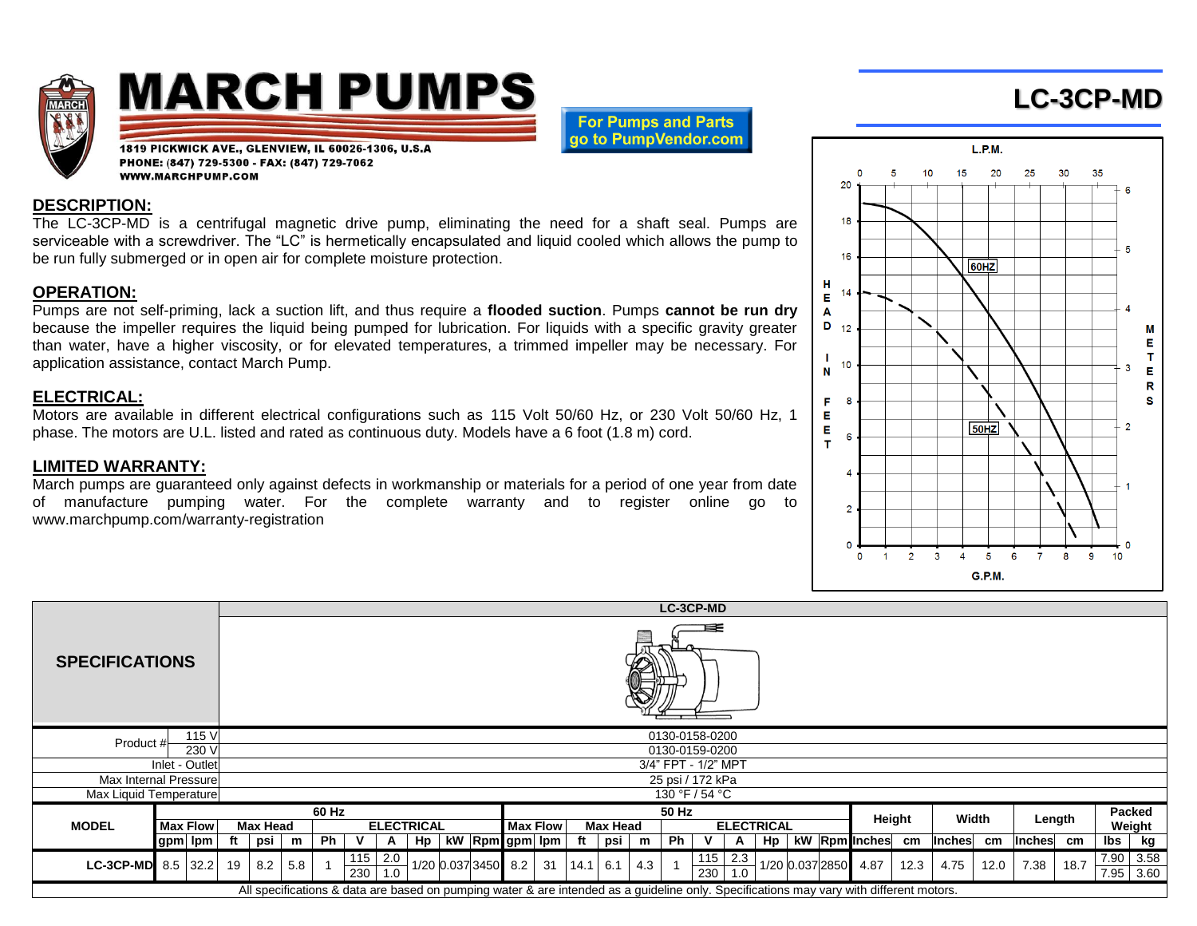# MARCH PUMPS

1819 PICKWICK AVE., GLENVIEW, IL 60026-1306, U.S.A
PHONE: (847) 729-5300 - FAX: (847) 729-7062
WWW.MARCHPUMP.COM

For Pumps and Parts go to PumpVendor.com

# LC-3CP-MD

## DESCRIPTION:

The LC-3CP-MD is a centrifugal magnetic drive pump, eliminating the need for a shaft seal. Pumps are serviceable with a screwdriver. The "LC" is hermetically encapsulated and liquid cooled which allows the pump to be run fully submerged or in open air for complete moisture protection.

## OPERATION:

Pumps are not self-priming, lack a suction lift, and thus require a **flooded suction**. Pumps **cannot be run dry** because the impeller requires the liquid being pumped for lubrication. For liquids with a specific gravity greater than water, have a higher viscosity, or for elevated temperatures, a trimmed impeller may be necessary. For application assistance, contact March Pump.

## ELECTRICAL:

Motors are available in different electrical configurations such as 115 Volt 50/60 Hz, or 230 Volt 50/60 Hz, 1 phase. The motors are U.L. listed and rated as continuous duty. Models have a 6 foot (1.8 m) cord.

## LIMITED WARRANTY:

March pumps are guaranteed only against defects in workmanship or materials for a period of one year from date of manufacture pumping water. For the complete warranty and to register online go to www.marchpump.com/warranty-registration

## SPECIFICATIONS

| | | LC-3CP-MD |
|---|---|---|
| Product # | 115 V | 0130-0158-0200 |
| | 230 V | 0130-0159-0200 |
| Inlet - Outlet | | 3/4" FPT - 1/2" MPT |
| Max Internal Pressure | | 25 psi / 172 kPa |
| Max Liquid Temperature | | 130 °F / 54 °C |

| MODEL | 60 Hz | | | | | | | | | | | 50 Hz | | | | | | | | | | | Height | | Width | | Length | | Packed Weight | |
|---|---|---|---|---|---|---|---|---|---|---|---|---|---|---|---|---|---|---|---|---|---|---|---|---|---|---|---|---|---|---|
| | Max Flow | | Max Head | | | ELECTRICAL | | | | | | Max Flow | | Max Head | | | ELECTRICAL | | | | | | | | | | | | | |
| | gpm | lpm | ft | psi | m | Ph | V | A | Hp | kW | Rpm | gpm | lpm | ft | psi | m | Ph | V | A | Hp | kW | Rpm | Inches | cm | Inches | cm | Inches | cm | lbs | kg |
| LC-3CP-MD | 8.5 | 32.2 | 19 | 8.2 | 5.8 | 1 | 115 | 2.0 | 1/20 | 0.037 | 3450 | 8.2 | 31 | 14.1 | 6.1 | 4.3 | 1 | 115 | 2.3 | 1/20 | 0.037 | 2850 | 4.87 | 12.3 | 4.75 | 12.0 | 7.38 | 18.7 | 7.90 | 3.58 |
| | | | | | | | 230 | 1.0 | | | | | | | | | | 230 | 1.0 | | | | | | | | | | 7.95 | 3.60 |

All specifications & data are based on pumping water & are intended as a guideline only. Specifications may vary with different motors.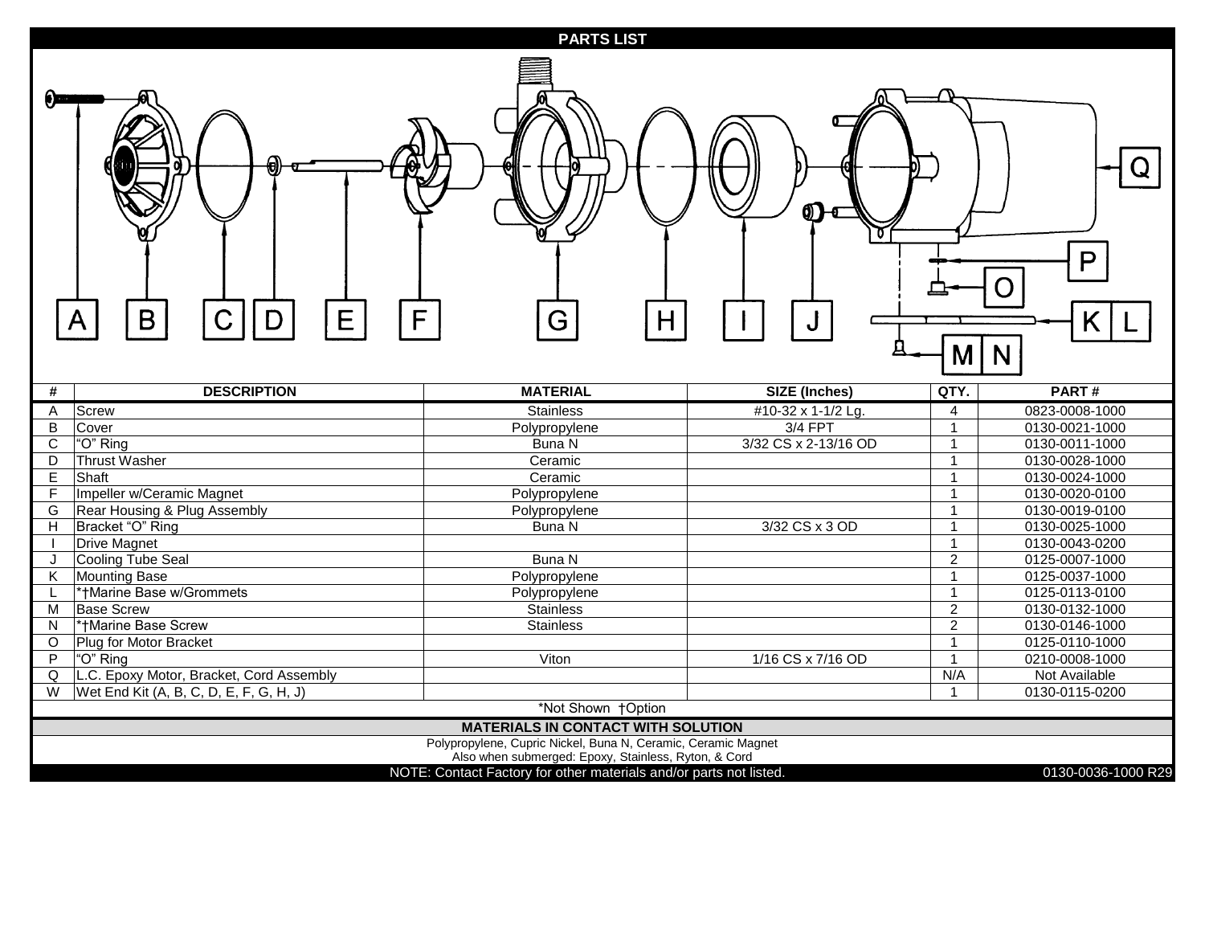## PARTS LIST

A B C D E F G H I J K L M N O P Q

| # | DESCRIPTION | MATERIAL | SIZE (Inches) | QTY. | PART # |
|---|---|---|---|---|---|
| A | Screw | Stainless | #10-32 x 1-1/2 Lg. | 4 | 0823-0008-1000 |
| B | Cover | Polypropylene | 3/4 FPT | 1 | 0130-0021-1000 |
| C | "O" Ring | Buna N | 3/32 CS x 2-13/16 OD | 1 | 0130-0011-1000 |
| D | Thrust Washer | Ceramic | | 1 | 0130-0028-1000 |
| E | Shaft | Ceramic | | 1 | 0130-0024-1000 |
| F | Impeller w/Ceramic Magnet | Polypropylene | | 1 | 0130-0020-0100 |
| G | Rear Housing & Plug Assembly | Polypropylene | | 1 | 0130-0019-0100 |
| H | Bracket "O" Ring | Buna N | 3/32 CS x 3 OD | 1 | 0130-0025-1000 |
| I | Drive Magnet | | | 1 | 0130-0043-0200 |
| J | Cooling Tube Seal | Buna N | | 2 | 0125-0007-1000 |
| K | Mounting Base | Polypropylene | | 1 | 0125-0037-1000 |
| L | *†Marine Base w/Grommets | Polypropylene | | 1 | 0125-0113-0100 |
| M | Base Screw | Stainless | | 2 | 0130-0132-1000 |
| N | *†Marine Base Screw | Stainless | | 2 | 0130-0146-1000 |
| O | Plug for Motor Bracket | | | 1 | 0125-0110-1000 |
| P | "O" Ring | Viton | 1/16 CS x 7/16 OD | 1 | 0210-0008-1000 |
| Q | L.C. Epoxy Motor, Bracket, Cord Assembly | | | N/A | Not Available |
| W | Wet End Kit (A, B, C, D, E, F, G, H, J) | | | 1 | 0130-0115-0200 |

*Not Shown †Option

### MATERIALS IN CONTACT WITH SOLUTION

Polypropylene, Cupric Nickel, Buna N, Ceramic, Ceramic Magnet
Also when submerged: Epoxy, Stainless, Ryton, & Cord

NOTE: Contact Factory for other materials and/or parts not listed.

0130-0036-1000 R29